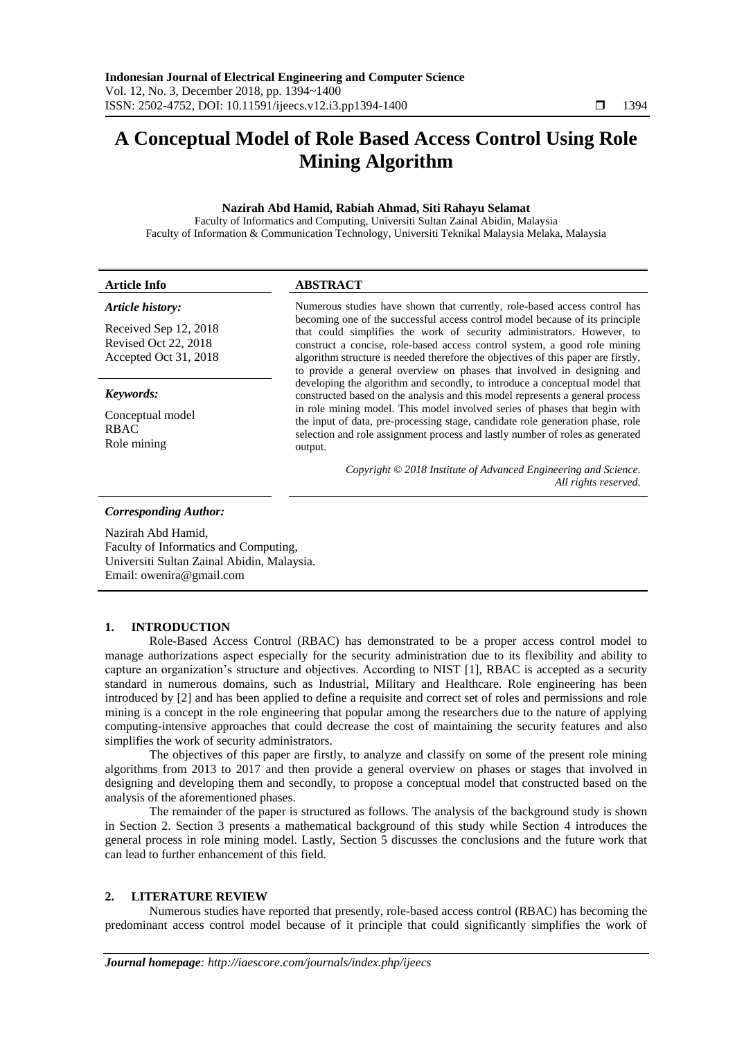# A Conceptual Model of Role Based Access Control Using Role Mining Algorithm

**Nazirah Abd Hamid, Rabiah Ahmad, Siti Rahayu Selamat**

Faculty of Informatics and Computing, Universiti Sultan Zainal Abidin, Malaysia
Faculty of Information & Communication Technology, Universiti Teknikal Malaysia Melaka, Malaysia

**Article Info**

***Article history:***

Received Sep 12, 2018
Revised Oct 22, 2018
Accepted Oct 31, 2018

***Keywords:***

Conceptual model
RBAC
Role mining

**ABSTRACT**

Numerous studies have shown that currently, role-based access control has becoming one of the successful access control model because of its principle that could simplifies the work of security administrators. However, to construct a concise, role-based access control system, a good role mining algorithm structure is needed therefore the objectives of this paper are firstly, to provide a general overview on phases that involved in designing and developing the algorithm and secondly, to introduce a conceptual model that constructed based on the analysis and this model represents a general process in role mining model. This model involved series of phases that begin with the input of data, pre-processing stage, candidate role generation phase, role selection and role assignment process and lastly number of roles as generated output.

*Copyright © 2018 Institute of Advanced Engineering and Science. All rights reserved.*

***Corresponding Author:***

Nazirah Abd Hamid,
Faculty of Informatics and Computing,
Universiti Sultan Zainal Abidin, Malaysia.
Email: owenira@gmail.com

## 1. INTRODUCTION

Role-Based Access Control (RBAC) has demonstrated to be a proper access control model to manage authorizations aspect especially for the security administration due to its flexibility and ability to capture an organization's structure and objectives. According to NIST [1], RBAC is accepted as a security standard in numerous domains, such as Industrial, Military and Healthcare. Role engineering has been introduced by [2] and has been applied to define a requisite and correct set of roles and permissions and role mining is a concept in the role engineering that popular among the researchers due to the nature of applying computing-intensive approaches that could decrease the cost of maintaining the security features and also simplifies the work of security administrators.

The objectives of this paper are firstly, to analyze and classify on some of the present role mining algorithms from 2013 to 2017 and then provide a general overview on phases or stages that involved in designing and developing them and secondly, to propose a conceptual model that constructed based on the analysis of the aforementioned phases.

The remainder of the paper is structured as follows. The analysis of the background study is shown in Section 2. Section 3 presents a mathematical background of this study while Section 4 introduces the general process in role mining model. Lastly, Section 5 discusses the conclusions and the future work that can lead to further enhancement of this field.

## 2. LITERATURE REVIEW

Numerous studies have reported that presently, role-based access control (RBAC) has becoming the predominant access control model because of it principle that could significantly simplifies the work of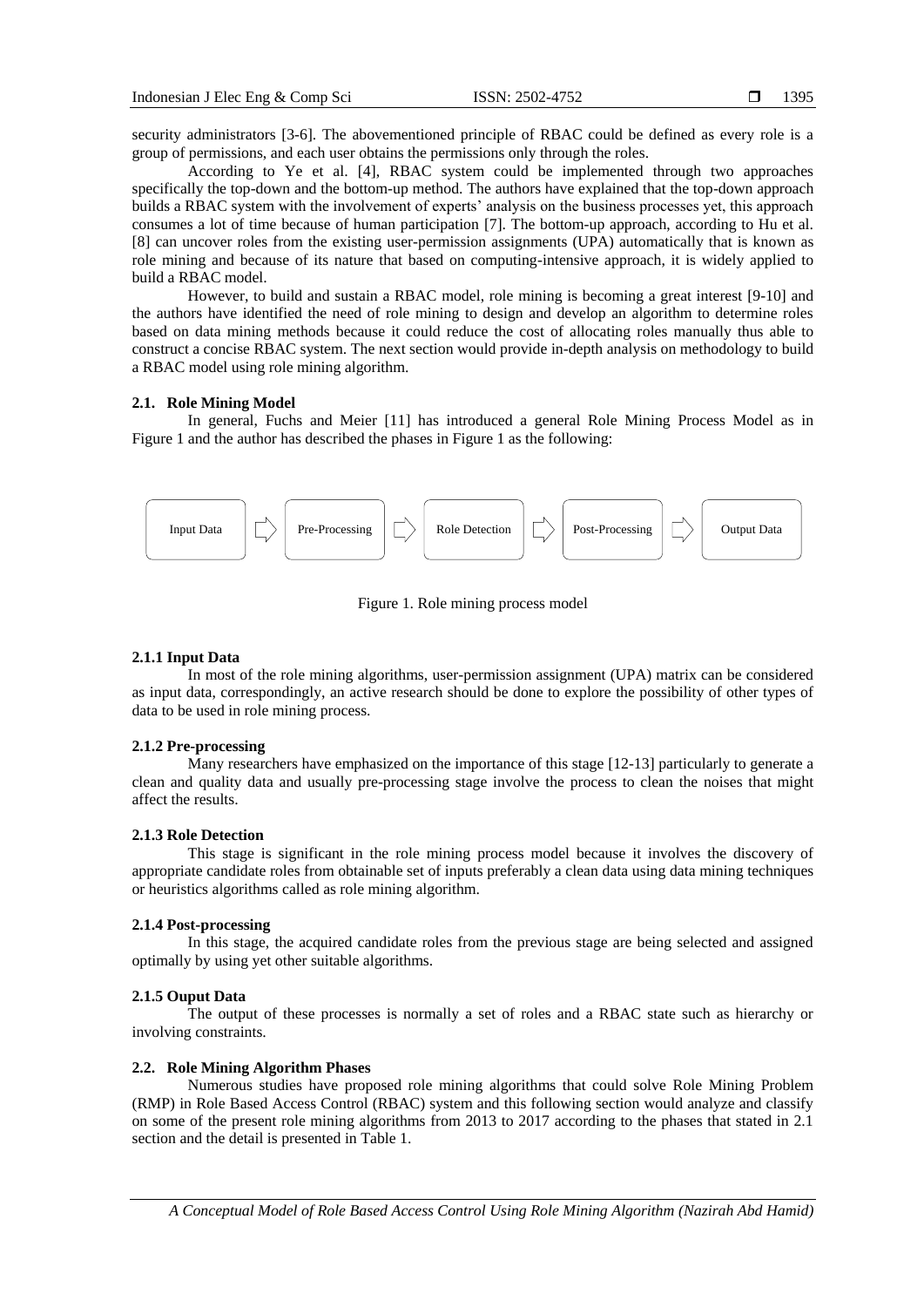security administrators [3-6]. The abovementioned principle of RBAC could be defined as every role is a group of permissions, and each user obtains the permissions only through the roles.

According to Ye et al. [4], RBAC system could be implemented through two approaches specifically the top-down and the bottom-up method. The authors have explained that the top-down approach builds a RBAC system with the involvement of experts' analysis on the business processes yet, this approach consumes a lot of time because of human participation [7]. The bottom-up approach, according to Hu et al. [8] can uncover roles from the existing user-permission assignments (UPA) automatically that is known as role mining and because of its nature that based on computing-intensive approach, it is widely applied to build a RBAC model.

However, to build and sustain a RBAC model, role mining is becoming a great interest [9-10] and the authors have identified the need of role mining to design and develop an algorithm to determine roles based on data mining methods because it could reduce the cost of allocating roles manually thus able to construct a concise RBAC system. The next section would provide in-depth analysis on methodology to build a RBAC model using role mining algorithm.

## 2.1. Role Mining Model

In general, Fuchs and Meier [11] has introduced a general Role Mining Process Model as in Figure 1 and the author has described the phases in Figure 1 as the following:

Input Data ⇨ Pre-Processing ⇨ Role Detection ⇨ Post-Processing ⇨ Output Data

Figure 1. Role mining process model

### 2.1.1 Input Data

In most of the role mining algorithms, user-permission assignment (UPA) matrix can be considered as input data, correspondingly, an active research should be done to explore the possibility of other types of data to be used in role mining process.

### 2.1.2 Pre-processing

Many researchers have emphasized on the importance of this stage [12-13] particularly to generate a clean and quality data and usually pre-processing stage involve the process to clean the noises that might affect the results.

### 2.1.3 Role Detection

This stage is significant in the role mining process model because it involves the discovery of appropriate candidate roles from obtainable set of inputs preferably a clean data using data mining techniques or heuristics algorithms called as role mining algorithm.

### 2.1.4 Post-processing

In this stage, the acquired candidate roles from the previous stage are being selected and assigned optimally by using yet other suitable algorithms.

### 2.1.5 Ouput Data

The output of these processes is normally a set of roles and a RBAC state such as hierarchy or involving constraints.

## 2.2. Role Mining Algorithm Phases

Numerous studies have proposed role mining algorithms that could solve Role Mining Problem (RMP) in Role Based Access Control (RBAC) system and this following section would analyze and classify on some of the present role mining algorithms from 2013 to 2017 according to the phases that stated in 2.1 section and the detail is presented in Table 1.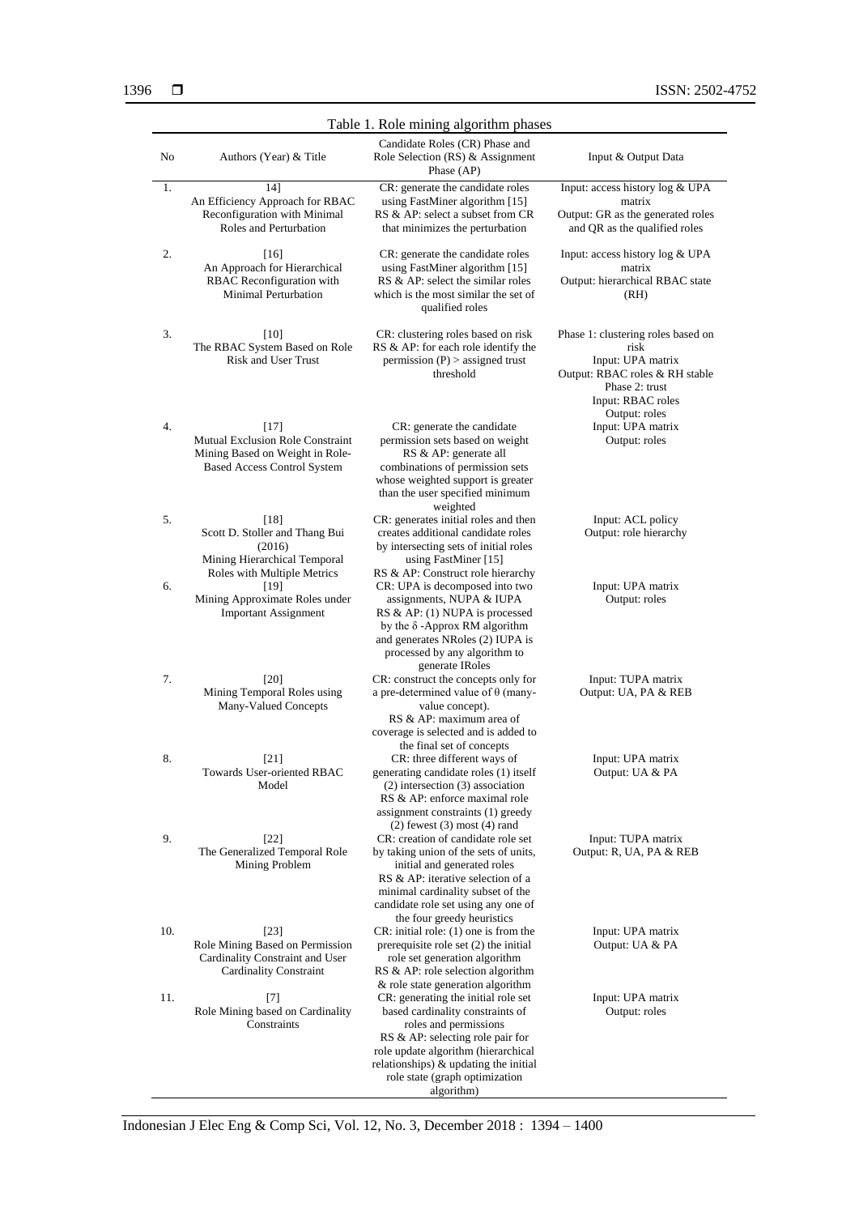Table 1. Role mining algorithm phases

| No | Authors (Year) & Title | Candidate Roles (CR) Phase and Role Selection (RS) & Assignment Phase (AP) | Input & Output Data |
|---|---|---|---|
| 1. | 14] An Efficiency Approach for RBAC Reconfiguration with Minimal Roles and Perturbation | CR: generate the candidate roles using FastMiner algorithm [15] RS & AP: select a subset from CR that minimizes the perturbation | Input: access history log & UPA matrix Output: GR as the generated roles and QR as the qualified roles |
| 2. | [16] An Approach for Hierarchical RBAC Reconfiguration with Minimal Perturbation | CR: generate the candidate roles using FastMiner algorithm [15] RS & AP: select the similar roles which is the most similar the set of qualified roles | Input: access history log & UPA matrix Output: hierarchical RBAC state (RH) |
| 3. | [10] The RBAC System Based on Role Risk and User Trust | CR: clustering roles based on risk RS & AP: for each role identify the permission (P) > assigned trust threshold | Phase 1: clustering roles based on risk Input: UPA matrix Output: RBAC roles & RH stable Phase 2: trust Input: RBAC roles Output: roles |
| 4. | [17] Mutual Exclusion Role Constraint Mining Based on Weight in Role-Based Access Control System | CR: generate the candidate permission sets based on weight RS & AP: generate all combinations of permission sets whose weighted support is greater than the user specified minimum weighted | Input: UPA matrix Output: roles |
| 5. | [18] Scott D. Stoller and Thang Bui (2016) Mining Hierarchical Temporal Roles with Multiple Metrics | CR: generates initial roles and then creates additional candidate roles by intersecting sets of initial roles using FastMiner [15] RS & AP: Construct role hierarchy | Input: ACL policy Output: role hierarchy |
| 6. | [19] Mining Approximate Roles under Important Assignment | CR: UPA is decomposed into two assignments, NUPA & IUPA RS & AP: (1) NUPA is processed by the δ -Approx RM algorithm and generates NRoles (2) IUPA is processed by any algorithm to generate IRoles | Input: UPA matrix Output: roles |
| 7. | [20] Mining Temporal Roles using Many-Valued Concepts | CR: construct the concepts only for a pre-determined value of θ (many-value concept). RS & AP: maximum area of coverage is selected and is added to the final set of concepts | Input: TUPA matrix Output: UA, PA & REB |
| 8. | [21] Towards User-oriented RBAC Model | CR: three different ways of generating candidate roles (1) itself (2) intersection (3) association RS & AP: enforce maximal role assignment constraints (1) greedy (2) fewest (3) most (4) rand | Input: UPA matrix Output: UA & PA |
| 9. | [22] The Generalized Temporal Role Mining Problem | CR: creation of candidate role set by taking union of the sets of units, initial and generated roles RS & AP: iterative selection of a minimal cardinality subset of the candidate role set using any one of the four greedy heuristics | Input: TUPA matrix Output: R, UA, PA & REB |
| 10. | [23] Role Mining Based on Permission Cardinality Constraint and User Cardinality Constraint | CR: initial role: (1) one is from the prerequisite role set (2) the initial role set generation algorithm RS & AP: role selection algorithm & role state generation algorithm | Input: UPA matrix Output: UA & PA |
| 11. | [7] Role Mining based on Cardinality Constraints | CR: generating the initial role set based cardinality constraints of roles and permissions RS & AP: selecting role pair for role update algorithm (hierarchical relationships) & updating the initial role state (graph optimization algorithm) | Input: UPA matrix Output: roles |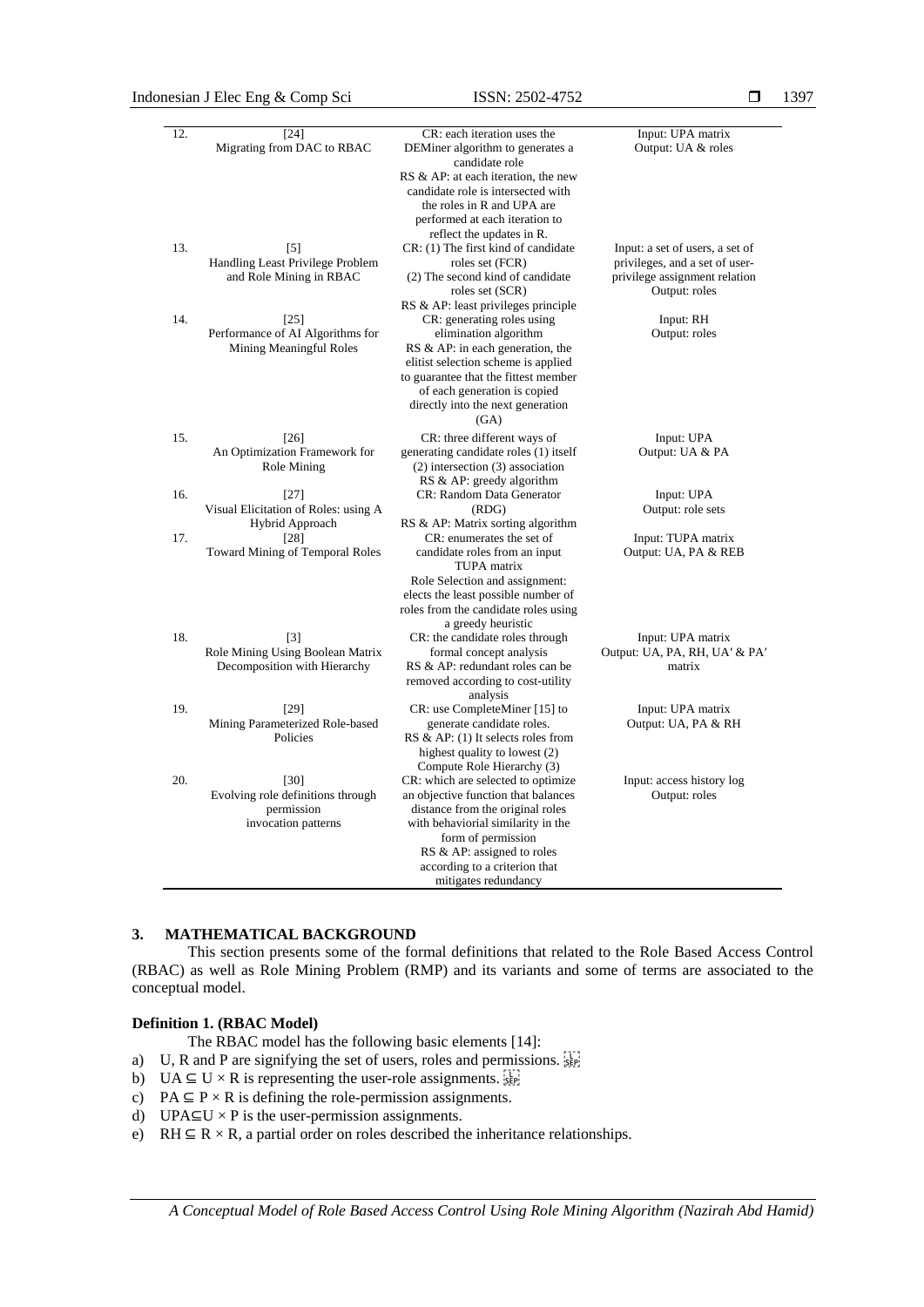| | | | |
|---|---|---|---|
| 12. | [24] Migrating from DAC to RBAC | CR: each iteration uses the DEMiner algorithm to generates a candidate role<br>RS & AP: at each iteration, the new candidate role is intersected with the roles in R and UPA are performed at each iteration to reflect the updates in R. | Input: UPA matrix<br>Output: UA & roles |
| 13. | [5] Handling Least Privilege Problem and Role Mining in RBAC | CR: (1) The first kind of candidate roles set (FCR)<br>(2) The second kind of candidate roles set (SCR)<br>RS & AP: least privileges principle | Input: a set of users, a set of privileges, and a set of user-privilege assignment relation<br>Output: roles |
| 14. | [25] Performance of AI Algorithms for Mining Meaningful Roles | CR: generating roles using elimination algorithm<br>RS & AP: in each generation, the elitist selection scheme is applied to guarantee that the fittest member of each generation is copied directly into the next generation (GA) | Input: RH<br>Output: roles |
| 15. | [26] An Optimization Framework for Role Mining | CR: three different ways of generating candidate roles (1) itself (2) intersection (3) association<br>RS & AP: greedy algorithm | Input: UPA<br>Output: UA & PA |
| 16. | [27] Visual Elicitation of Roles: using A Hybrid Approach | CR: Random Data Generator (RDG)<br>RS & AP: Matrix sorting algorithm | Input: UPA<br>Output: role sets |
| 17. | [28] Toward Mining of Temporal Roles | CR: enumerates the set of candidate roles from an input TUPA matrix<br>Role Selection and assignment: elects the least possible number of roles from the candidate roles using a greedy heuristic | Input: TUPA matrix<br>Output: UA, PA & REB |
| 18. | [3] Role Mining Using Boolean Matrix Decomposition with Hierarchy | CR: the candidate roles through formal concept analysis<br>RS & AP: redundant roles can be removed according to cost-utility analysis | Input: UPA matrix<br>Output: UA, PA, RH, UA′ & PA′ matrix |
| 19. | [29] Mining Parameterized Role-based Policies | CR: use CompleteMiner [15] to generate candidate roles.<br>RS & AP: (1) It selects roles from highest quality to lowest (2) Compute Role Hierarchy (3) | Input: UPA matrix<br>Output: UA, PA & RH |
| 20. | [30] Evolving role definitions through permission invocation patterns | CR: which are selected to optimize an objective function that balances distance from the original roles with behaviorial similarity in the form of permission<br>RS & AP: assigned to roles according to a criterion that mitigates redundancy | Input: access history log<br>Output: roles |

## 3. MATHEMATICAL BACKGROUND

This section presents some of the formal definitions that related to the Role Based Access Control (RBAC) as well as Role Mining Problem (RMP) and its variants and some of terms are associated to the conceptual model.

**Definition 1. (RBAC Model)**

The RBAC model has the following basic elements [14]:

a) U, R and P are signifying the set of users, roles and permissions.
b) $UA \subseteq U \times R$ is representing the user-role assignments.
c) $PA \subseteq P \times R$ is defining the role-permission assignments.
d) $UPA \subseteq U \times P$ is the user-permission assignments.
e) $RH \subseteq R \times R$, a partial order on roles described the inheritance relationships.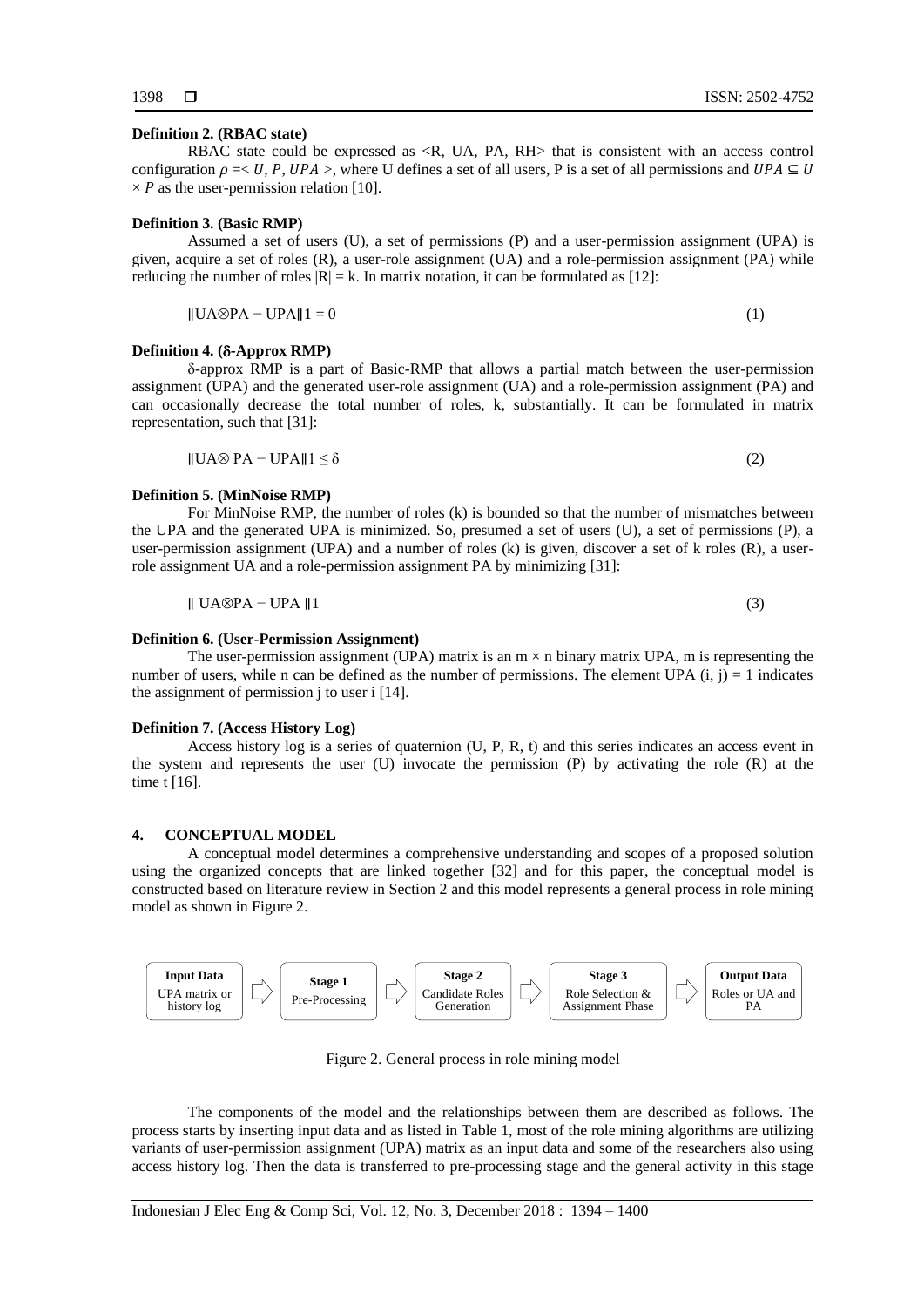**Definition 2. (RBAC state)**

RBAC state could be expressed as <R, UA, PA, RH> that is consistent with an access control configuration $\rho = < U, P, UPA >$, where U defines a set of all users, P is a set of all permissions and $UPA \subseteq U \times P$ as the user-permission relation [10].

**Definition 3. (Basic RMP)**

Assumed a set of users (U), a set of permissions (P) and a user-permission assignment (UPA) is given, acquire a set of roles (R), a user-role assignment (UA) and a role-permission assignment (PA) while reducing the number of roles $|R| = k$. In matrix notation, it can be formulated as [12]:

$$\|UA \otimes PA - UPA\|1 = 0 \tag{1}$$

**Definition 4. (δ-Approx RMP)**

δ-approx RMP is a part of Basic-RMP that allows a partial match between the user-permission assignment (UPA) and the generated user-role assignment (UA) and a role-permission assignment (PA) and can occasionally decrease the total number of roles, k, substantially. It can be formulated in matrix representation, such that [31]:

$$\|UA \otimes PA - UPA\|1 \leq \delta \tag{2}$$

**Definition 5. (MinNoise RMP)**

For MinNoise RMP, the number of roles (k) is bounded so that the number of mismatches between the UPA and the generated UPA is minimized. So, presumed a set of users (U), a set of permissions (P), a user-permission assignment (UPA) and a number of roles (k) is given, discover a set of k roles (R), a user-role assignment UA and a role-permission assignment PA by minimizing [31]:

$$\| UA \otimes PA - UPA \|1 \tag{3}$$

**Definition 6. (User-Permission Assignment)**

The user-permission assignment (UPA) matrix is an $m \times n$ binary matrix UPA, m is representing the number of users, while n can be defined as the number of permissions. The element UPA $(i, j) = 1$ indicates the assignment of permission j to user i [14].

**Definition 7. (Access History Log)**

Access history log is a series of quaternion (U, P, R, t) and this series indicates an access event in the system and represents the user (U) invocate the permission (P) by activating the role (R) at the time t [16].

## 4. CONCEPTUAL MODEL

A conceptual model determines a comprehensive understanding and scopes of a proposed solution using the organized concepts that are linked together [32] and for this paper, the conceptual model is constructed based on literature review in Section 2 and this model represents a general process in role mining model as shown in Figure 2.

**Input Data** UPA matrix or history log ⇨ **Stage 1** Pre-Processing ⇨ **Stage 2** Candidate Roles Generation ⇨ **Stage 3** Role Selection & Assignment Phase ⇨ **Output Data** Roles or UA and PA

Figure 2. General process in role mining model

The components of the model and the relationships between them are described as follows. The process starts by inserting input data and as listed in Table 1, most of the role mining algorithms are utilizing variants of user-permission assignment (UPA) matrix as an input data and some of the researchers also using access history log. Then the data is transferred to pre-processing stage and the general activity in this stage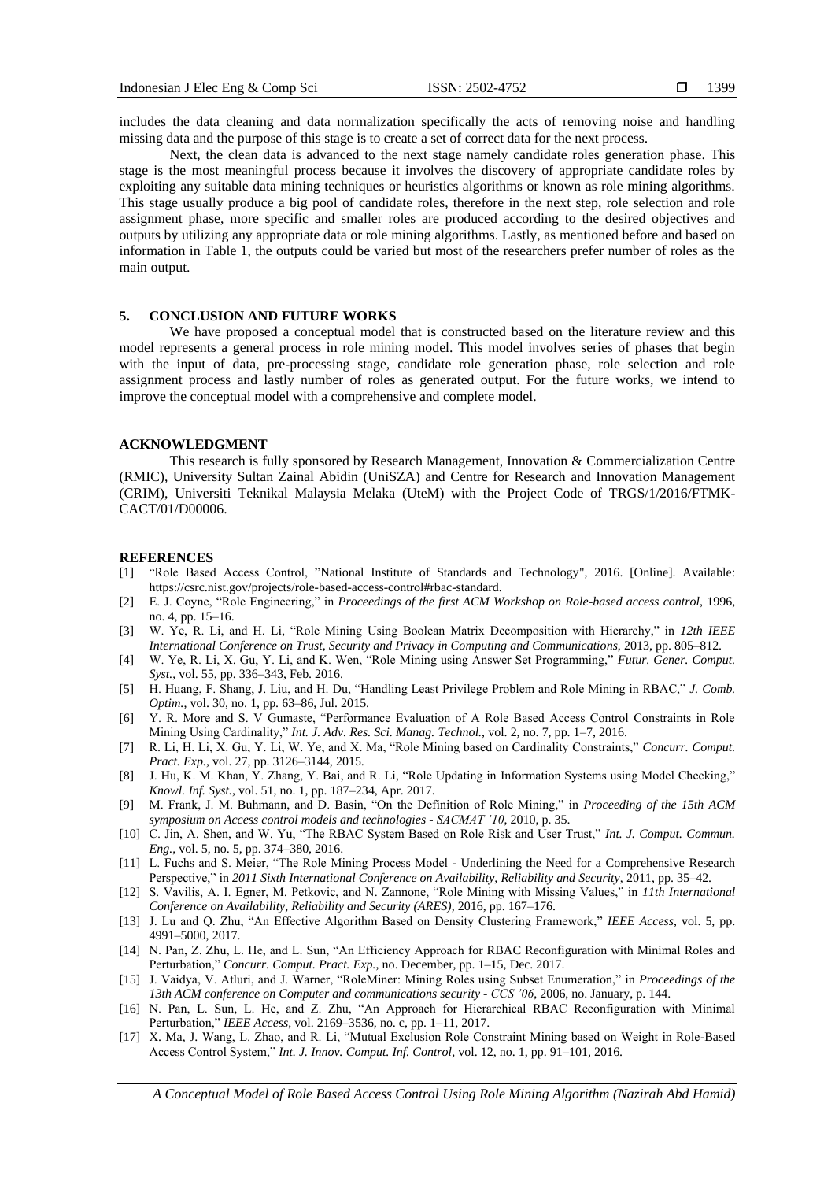includes the data cleaning and data normalization specifically the acts of removing noise and handling missing data and the purpose of this stage is to create a set of correct data for the next process.

Next, the clean data is advanced to the next stage namely candidate roles generation phase. This stage is the most meaningful process because it involves the discovery of appropriate candidate roles by exploiting any suitable data mining techniques or heuristics algorithms or known as role mining algorithms. This stage usually produce a big pool of candidate roles, therefore in the next step, role selection and role assignment phase, more specific and smaller roles are produced according to the desired objectives and outputs by utilizing any appropriate data or role mining algorithms. Lastly, as mentioned before and based on information in Table 1, the outputs could be varied but most of the researchers prefer number of roles as the main output.

## 5. CONCLUSION AND FUTURE WORKS

We have proposed a conceptual model that is constructed based on the literature review and this model represents a general process in role mining model. This model involves series of phases that begin with the input of data, pre-processing stage, candidate role generation phase, role selection and role assignment process and lastly number of roles as generated output. For the future works, we intend to improve the conceptual model with a comprehensive and complete model.

## ACKNOWLEDGMENT

This research is fully sponsored by Research Management, Innovation & Commercialization Centre (RMIC), University Sultan Zainal Abidin (UniSZA) and Centre for Research and Innovation Management (CRIM), Universiti Teknikal Malaysia Melaka (UteM) with the Project Code of TRGS/1/2016/FTMK-CACT/01/D00006.

## REFERENCES

[1] "Role Based Access Control, "National Institute of Standards and Technology", 2016. [Online]. Available: https://csrc.nist.gov/projects/role-based-access-control#rbac-standard.

[2] E. J. Coyne, "Role Engineering," in *Proceedings of the first ACM Workshop on Role-based access control*, 1996, no. 4, pp. 15–16.

[3] W. Ye, R. Li, and H. Li, "Role Mining Using Boolean Matrix Decomposition with Hierarchy," in *12th IEEE International Conference on Trust, Security and Privacy in Computing and Communications*, 2013, pp. 805–812.

[4] W. Ye, R. Li, X. Gu, Y. Li, and K. Wen, "Role Mining using Answer Set Programming," *Futur. Gener. Comput. Syst.*, vol. 55, pp. 336–343, Feb. 2016.

[5] H. Huang, F. Shang, J. Liu, and H. Du, "Handling Least Privilege Problem and Role Mining in RBAC," *J. Comb. Optim.*, vol. 30, no. 1, pp. 63–86, Jul. 2015.

[6] Y. R. More and S. V Gumaste, "Performance Evaluation of A Role Based Access Control Constraints in Role Mining Using Cardinality," *Int. J. Adv. Res. Sci. Manag. Technol.*, vol. 2, no. 7, pp. 1–7, 2016.

[7] R. Li, H. Li, X. Gu, Y. Li, W. Ye, and X. Ma, "Role Mining based on Cardinality Constraints," *Concurr. Comput. Pract. Exp.*, vol. 27, pp. 3126–3144, 2015.

[8] J. Hu, K. M. Khan, Y. Zhang, Y. Bai, and R. Li, "Role Updating in Information Systems using Model Checking," *Knowl. Inf. Syst.*, vol. 51, no. 1, pp. 187–234, Apr. 2017.

[9] M. Frank, J. M. Buhmann, and D. Basin, "On the Definition of Role Mining," in *Proceeding of the 15th ACM symposium on Access control models and technologies - SACMAT '10*, 2010, p. 35.

[10] C. Jin, A. Shen, and W. Yu, "The RBAC System Based on Role Risk and User Trust," *Int. J. Comput. Commun. Eng.*, vol. 5, no. 5, pp. 374–380, 2016.

[11] L. Fuchs and S. Meier, "The Role Mining Process Model - Underlining the Need for a Comprehensive Research Perspective," in *2011 Sixth International Conference on Availability, Reliability and Security*, 2011, pp. 35–42.

[12] S. Vavilis, A. I. Egner, M. Petkovic, and N. Zannone, "Role Mining with Missing Values," in *11th International Conference on Availability, Reliability and Security (ARES)*, 2016, pp. 167–176.

[13] J. Lu and Q. Zhu, "An Effective Algorithm Based on Density Clustering Framework," *IEEE Access*, vol. 5, pp. 4991–5000, 2017.

[14] N. Pan, Z. Zhu, L. He, and L. Sun, "An Efficiency Approach for RBAC Reconfiguration with Minimal Roles and Perturbation," *Concurr. Comput. Pract. Exp.*, no. December, pp. 1–15, Dec. 2017.

[15] J. Vaidya, V. Atluri, and J. Warner, "RoleMiner: Mining Roles using Subset Enumeration," in *Proceedings of the 13th ACM conference on Computer and communications security - CCS '06*, 2006, no. January, p. 144.

[16] N. Pan, L. Sun, L. He, and Z. Zhu, "An Approach for Hierarchical RBAC Reconfiguration with Minimal Perturbation," *IEEE Access*, vol. 2169–3536, no. c, pp. 1–11, 2017.

[17] X. Ma, J. Wang, L. Zhao, and R. Li, "Mutual Exclusion Role Constraint Mining based on Weight in Role-Based Access Control System," *Int. J. Innov. Comput. Inf. Control*, vol. 12, no. 1, pp. 91–101, 2016.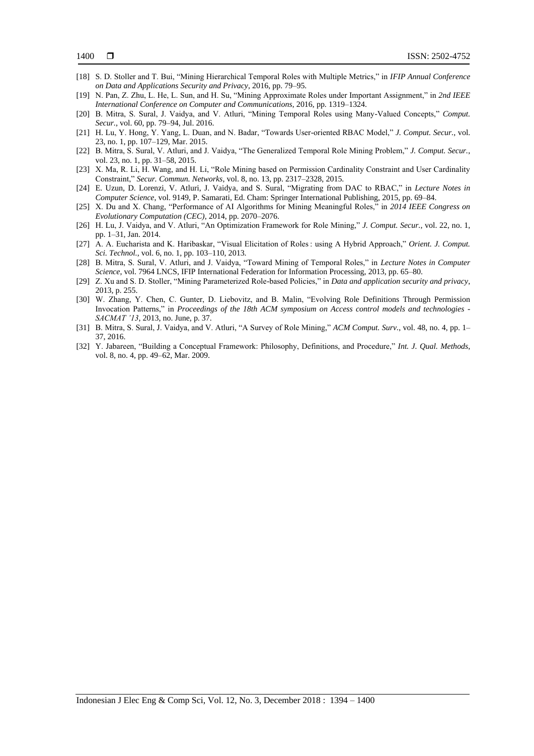[18] S. D. Stoller and T. Bui, "Mining Hierarchical Temporal Roles with Multiple Metrics," in *IFIP Annual Conference on Data and Applications Security and Privacy*, 2016, pp. 79–95.

[19] N. Pan, Z. Zhu, L. He, L. Sun, and H. Su, "Mining Approximate Roles under Important Assignment," in *2nd IEEE International Conference on Computer and Communications*, 2016, pp. 1319–1324.

[20] B. Mitra, S. Sural, J. Vaidya, and V. Atluri, "Mining Temporal Roles using Many-Valued Concepts," *Comput. Secur.*, vol. 60, pp. 79–94, Jul. 2016.

[21] H. Lu, Y. Hong, Y. Yang, L. Duan, and N. Badar, "Towards User-oriented RBAC Model," *J. Comput. Secur.*, vol. 23, no. 1, pp. 107–129, Mar. 2015.

[22] B. Mitra, S. Sural, V. Atluri, and J. Vaidya, "The Generalized Temporal Role Mining Problem," *J. Comput. Secur.*, vol. 23, no. 1, pp. 31–58, 2015.

[23] X. Ma, R. Li, H. Wang, and H. Li, "Role Mining based on Permission Cardinality Constraint and User Cardinality Constraint," *Secur. Commun. Networks*, vol. 8, no. 13, pp. 2317–2328, 2015.

[24] E. Uzun, D. Lorenzi, V. Atluri, J. Vaidya, and S. Sural, "Migrating from DAC to RBAC," in *Lecture Notes in Computer Science*, vol. 9149, P. Samarati, Ed. Cham: Springer International Publishing, 2015, pp. 69–84.

[25] X. Du and X. Chang, "Performance of AI Algorithms for Mining Meaningful Roles," in *2014 IEEE Congress on Evolutionary Computation (CEC)*, 2014, pp. 2070–2076.

[26] H. Lu, J. Vaidya, and V. Atluri, "An Optimization Framework for Role Mining," *J. Comput. Secur.*, vol. 22, no. 1, pp. 1–31, Jan. 2014.

[27] A. A. Eucharista and K. Haribaskar, "Visual Elicitation of Roles : using A Hybrid Approach," *Orient. J. Comput. Sci. Technol.*, vol. 6, no. 1, pp. 103–110, 2013.

[28] B. Mitra, S. Sural, V. Atluri, and J. Vaidya, "Toward Mining of Temporal Roles," in *Lecture Notes in Computer Science*, vol. 7964 LNCS, IFIP International Federation for Information Processing, 2013, pp. 65–80.

[29] Z. Xu and S. D. Stoller, "Mining Parameterized Role-based Policies," in *Data and application security and privacy*, 2013, p. 255.

[30] W. Zhang, Y. Chen, C. Gunter, D. Liebovitz, and B. Malin, "Evolving Role Definitions Through Permission Invocation Patterns," in *Proceedings of the 18th ACM symposium on Access control models and technologies - SACMAT '13*, 2013, no. June, p. 37.

[31] B. Mitra, S. Sural, J. Vaidya, and V. Atluri, "A Survey of Role Mining," *ACM Comput. Surv.*, vol. 48, no. 4, pp. 1–37, 2016.

[32] Y. Jabareen, "Building a Conceptual Framework: Philosophy, Definitions, and Procedure," *Int. J. Qual. Methods*, vol. 8, no. 4, pp. 49–62, Mar. 2009.